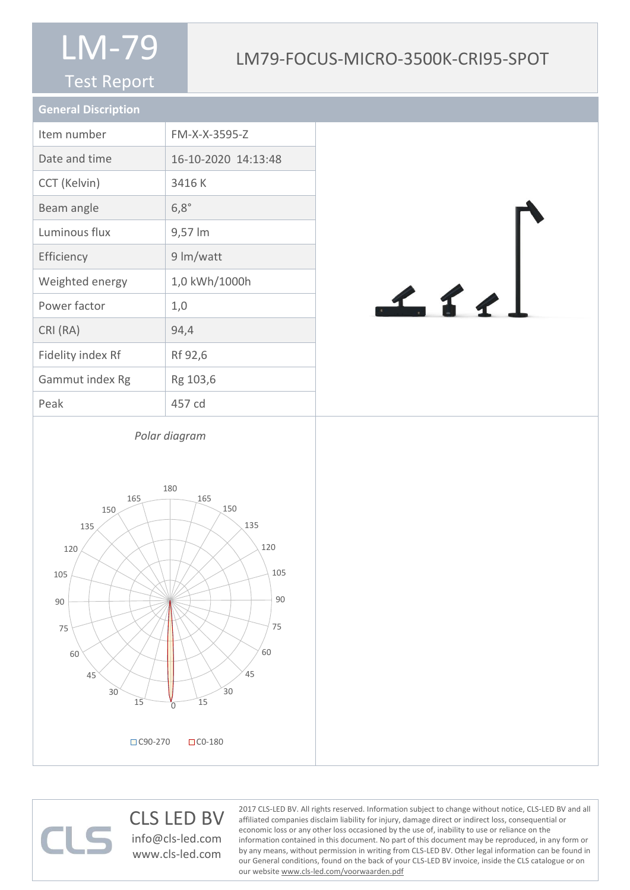# LM-79

Test Report

## LM79-FOCUS-MICRO-3500K-CRI95-SPOT

### General Discription

| Item number | FM-X-X-3595-Z |
|---|---|
| Date and time | 16-10-2020 14:13:48 |
| CCT (Kelvin) | 3416 K |
| Beam angle | 6,8° |
| Luminous flux | 9,57 lm |
| Efficiency | 9 lm/watt |
| Weighted energy | 1,0 kWh/1000h |
| Power factor | 1,0 |
| CRI (RA) | 94,4 |
| Fidelity index Rf | Rf 92,6 |
| Gammut index Rg | Rg 103,6 |
| Peak | 457 cd |

*Polar diagram*

C90-270 C0-180

CLS LED BV
info@cls-led.com
www.cls-led.com

2017 CLS-LED BV. All rights reserved. Information subject to change without notice, CLS-LED BV and all affiliated companies disclaim liability for injury, damage direct or indirect loss, consequential or economic loss or any other loss occasioned by the use of, inability to use or reliance on the information contained in this document. No part of this document may be reproduced, in any form or by any means, without permission in writing from CLS-LED BV. Other legal information can be found in our General conditions, found on the back of your CLS-LED BV invoice, inside the CLS catalogue or on our website www.cls-led.com/voorwaarden.pdf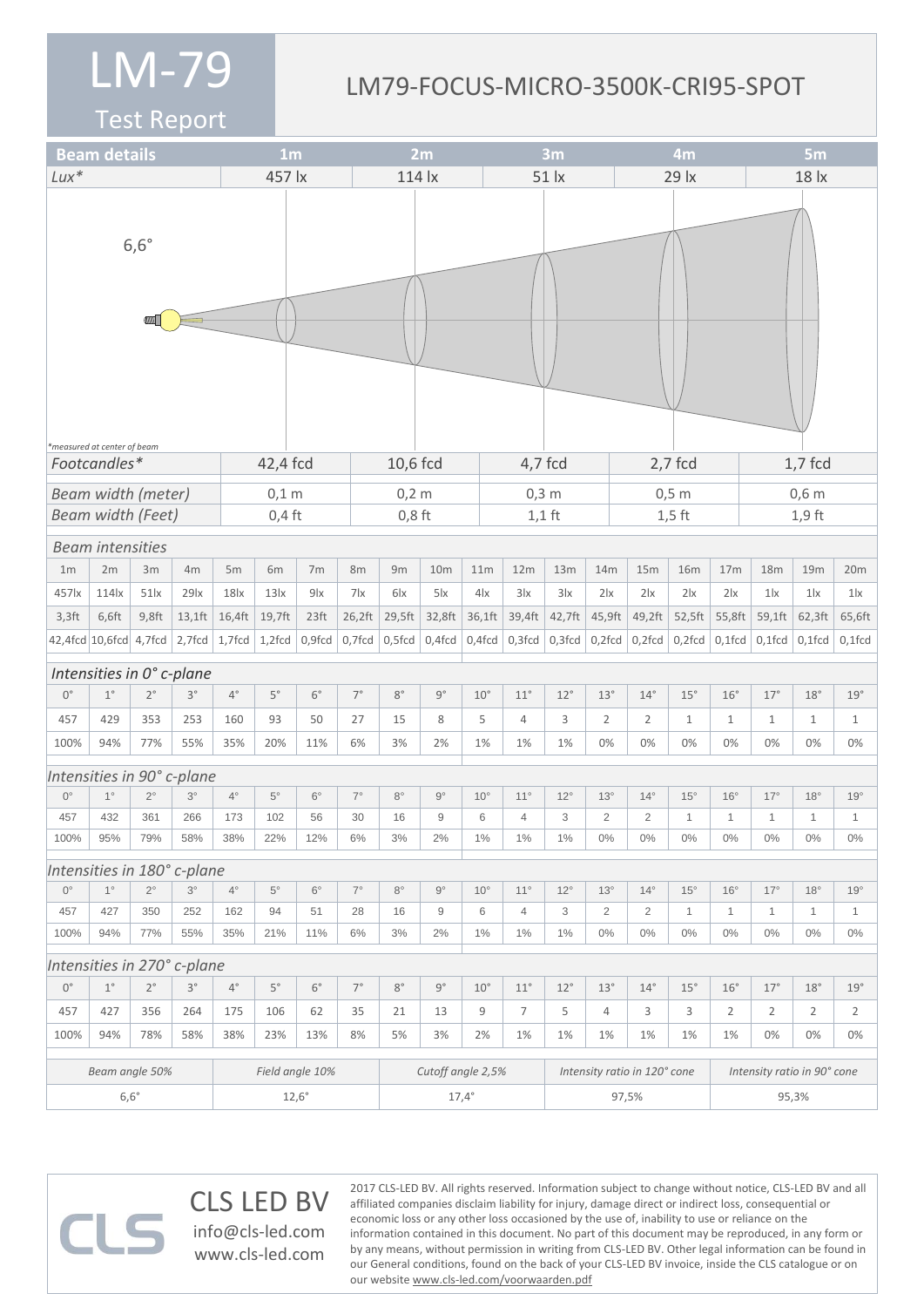# LM-79

## Test Report

## LM79-FOCUS-MICRO-3500K-CRI95-SPOT

| Beam details | 1m | 2m | 3m | 4m | 5m |
|---|---|---|---|---|---|
| *Lux** | 457 lx | 114 lx | 51 lx | 29 lx | 18 lx |

6,6°

*measured at center of beam

| | 1m | 2m | 3m | 4m | 5m |
|---|---|---|---|---|---|
| *Footcandles** | 42,4 fcd | 10,6 fcd | 4,7 fcd | 2,7 fcd | 1,7 fcd |
| *Beam width (meter)* | 0,1 m | 0,2 m | 0,3 m | 0,5 m | 0,6 m |
| *Beam width (Feet)* | 0,4 ft | 0,8 ft | 1,1 ft | 1,5 ft | 1,9 ft |

*Beam intensities*

| 1m | 2m | 3m | 4m | 5m | 6m | 7m | 8m | 9m | 10m | 11m | 12m | 13m | 14m | 15m | 16m | 17m | 18m | 19m | 20m |
|---|---|---|---|---|---|---|---|---|---|---|---|---|---|---|---|---|---|---|---|
| 457lx | 114lx | 51lx | 29lx | 18lx | 13lx | 9lx | 7lx | 6lx | 5lx | 4lx | 3lx | 3lx | 2lx | 2lx | 2lx | 2lx | 1lx | 1lx | 1lx |
| 3,3ft | 6,6ft | 9,8ft | 13,1ft | 16,4ft | 19,7ft | 23ft | 26,2ft | 29,5ft | 32,8ft | 36,1ft | 39,4ft | 42,7ft | 45,9ft | 49,2ft | 52,5ft | 55,8ft | 59,1ft | 62,3ft | 65,6ft |
| 42,4fcd | 10,6fcd | 4,7fcd | 2,7fcd | 1,7fcd | 1,2fcd | 0,9fcd | 0,7fcd | 0,5fcd | 0,4fcd | 0,4fcd | 0,3fcd | 0,3fcd | 0,2fcd | 0,2fcd | 0,2fcd | 0,1fcd | 0,1fcd | 0,1fcd | 0,1fcd |

*Intensities in 0° c-plane*

| 0° | 1° | 2° | 3° | 4° | 5° | 6° | 7° | 8° | 9° | 10° | 11° | 12° | 13° | 14° | 15° | 16° | 17° | 18° | 19° |
|---|---|---|---|---|---|---|---|---|---|---|---|---|---|---|---|---|---|---|---|
| 457 | 429 | 353 | 253 | 160 | 93 | 50 | 27 | 15 | 8 | 5 | 4 | 3 | 2 | 2 | 1 | 1 | 1 | 1 | 1 |
| 100% | 94% | 77% | 55% | 35% | 20% | 11% | 6% | 3% | 2% | 1% | 1% | 1% | 0% | 0% | 0% | 0% | 0% | 0% | 0% |

*Intensities in 90° c-plane*

| 0° | 1° | 2° | 3° | 4° | 5° | 6° | 7° | 8° | 9° | 10° | 11° | 12° | 13° | 14° | 15° | 16° | 17° | 18° | 19° |
|---|---|---|---|---|---|---|---|---|---|---|---|---|---|---|---|---|---|---|---|
| 457 | 432 | 361 | 266 | 173 | 102 | 56 | 30 | 16 | 9 | 6 | 4 | 3 | 2 | 2 | 1 | 1 | 1 | 1 | 1 |
| 100% | 95% | 79% | 58% | 38% | 22% | 12% | 6% | 3% | 2% | 1% | 1% | 1% | 0% | 0% | 0% | 0% | 0% | 0% | 0% |

*Intensities in 180° c-plane*

| 0° | 1° | 2° | 3° | 4° | 5° | 6° | 7° | 8° | 9° | 10° | 11° | 12° | 13° | 14° | 15° | 16° | 17° | 18° | 19° |
|---|---|---|---|---|---|---|---|---|---|---|---|---|---|---|---|---|---|---|---|
| 457 | 427 | 350 | 252 | 162 | 94 | 51 | 28 | 16 | 9 | 6 | 4 | 3 | 2 | 2 | 1 | 1 | 1 | 1 | 1 |
| 100% | 94% | 77% | 55% | 35% | 21% | 11% | 6% | 3% | 2% | 1% | 1% | 1% | 0% | 0% | 0% | 0% | 0% | 0% | 0% |

*Intensities in 270° c-plane*

| 0° | 1° | 2° | 3° | 4° | 5° | 6° | 7° | 8° | 9° | 10° | 11° | 12° | 13° | 14° | 15° | 16° | 17° | 18° | 19° |
|---|---|---|---|---|---|---|---|---|---|---|---|---|---|---|---|---|---|---|---|
| 457 | 427 | 356 | 264 | 175 | 106 | 62 | 35 | 21 | 13 | 9 | 7 | 5 | 4 | 3 | 3 | 2 | 2 | 2 | 2 |
| 100% | 94% | 78% | 58% | 38% | 23% | 13% | 8% | 5% | 3% | 2% | 1% | 1% | 1% | 1% | 1% | 1% | 0% | 0% | 0% |

| *Beam angle 50%* | *Field angle 10%* | *Cutoff angle 2,5%* | *Intensity ratio in 120° cone* | *Intensity ratio in 90° cone* |
|---|---|---|---|---|
| 6,6° | 12,6° | 17,4° | 97,5% | 95,3% |

CLS LED BV
info@cls-led.com
www.cls-led.com

2017 CLS-LED BV. All rights reserved. Information subject to change without notice, CLS-LED BV and all affiliated companies disclaim liability for injury, damage direct or indirect loss, consequential or economic loss or any other loss occasioned by the use of, inability to use or reliance on the information contained in this document. No part of this document may be reproduced, in any form or by any means, without permission in writing from CLS-LED BV. Other legal information can be found in our General conditions, found on the back of your CLS-LED BV invoice, inside the CLS catalogue or on our website www.cls-led.com/voorwaarden.pdf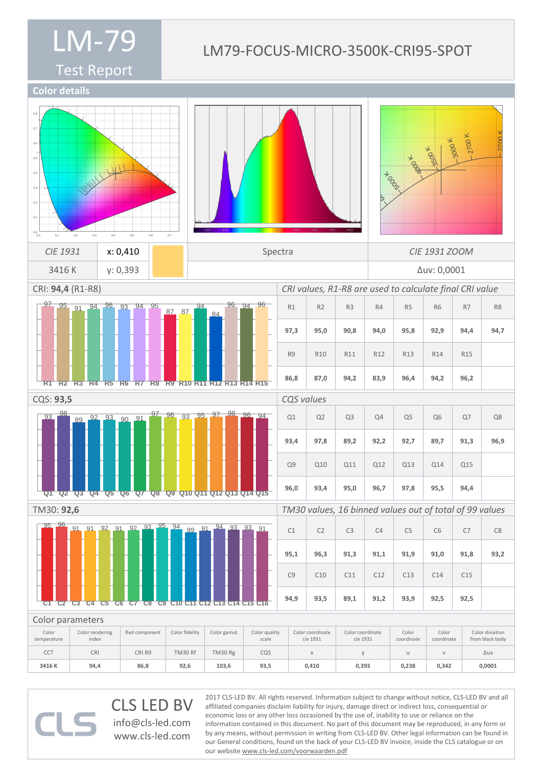# LM-79

## Test Report

## LM79-FOCUS-MICRO-3500K-CRI95-SPOT

### Color details

| CIE 1931 | x: 0,410 | | Spectra | CIE 1931 ZOOM |
|---|---|---|---|---|
| 3416 K | y: 0,393 | | | Δuv: 0,0001 |

### CRI: **94,4** (R1-R8)

*CRI values, R1-R8 are used to calculate final CRI value*

| R1 | R2 | R3 | R4 | R5 | R6 | R7 | R8 |
|---|---|---|---|---|---|---|---|
| 97,3 | 95,0 | 90,8 | 94,0 | 95,8 | 92,9 | 94,4 | 94,7 |
| **R9** | **R10** | **R11** | **R12** | **R13** | **R14** | **R15** | |
| 86,8 | 87,0 | 94,2 | 83,9 | 96,4 | 94,2 | 96,2 | |

### CQS: **93,5**

*CQS values*

| Q1 | Q2 | Q3 | Q4 | Q5 | Q6 | Q7 | Q8 |
|---|---|---|---|---|---|---|---|
| 93,4 | 97,8 | 89,2 | 92,2 | 92,7 | 89,7 | 91,3 | 96,9 |
| **Q9** | **Q10** | **Q11** | **Q12** | **Q13** | **Q14** | **Q15** | |
| 96,0 | 93,4 | 95,0 | 96,7 | 97,8 | 95,5 | 94,4 | |

### TM30: **92,6**

*TM30 values, 16 binned values out of total of 99 values*

| C1 | C2 | C3 | C4 | C5 | C6 | C7 | C8 |
|---|---|---|---|---|---|---|---|
| 95,1 | 96,3 | 91,3 | 91,1 | 91,9 | 91,0 | 91,8 | 93,2 |
| **C9** | **C10** | **C11** | **C12** | **C13** | **C14** | **C15** | |
| 94,9 | 93,5 | 89,1 | 91,2 | 93,9 | 92,5 | 92,5 | |

### Color parameters

| Color temperature | Color rendering index | Red component | Color fidelity | Color gamut | Color quality scale | Color coordinate cie 1931 | Color coordinate cie 1931 | Color coordinate | Color coordinate | Color diviation from black body |
|---|---|---|---|---|---|---|---|---|---|---|
| CCT | CRI | CRI R9 | TM30 Rf | TM30 Rg | CQS | x | y | u | v | Δuv |
| **3416 K** | **94,4** | **86,8** | **92,6** | **103,6** | **93,5** | **0,410** | **0,393** | **0,238** | **0,342** | **0,0001** |

CLS LED BV
info@cls-led.com
www.cls-led.com

2017 CLS-LED BV. All rights reserved. Information subject to change without notice, CLS-LED BV and all affiliated companies disclaim liability for injury, damage direct or indirect loss, consequential or economic loss or any other loss occasioned by the use of, inability to use or reliance on the information contained in this document. No part of this document may be reproduced, in any form or by any means, without permission in writing from CLS-LED BV. Other legal information can be found in our General conditions, found on the back of your CLS-LED BV invoice, in the CLS catalogue or on our website www.cls-led.com/voorwaarden.pdf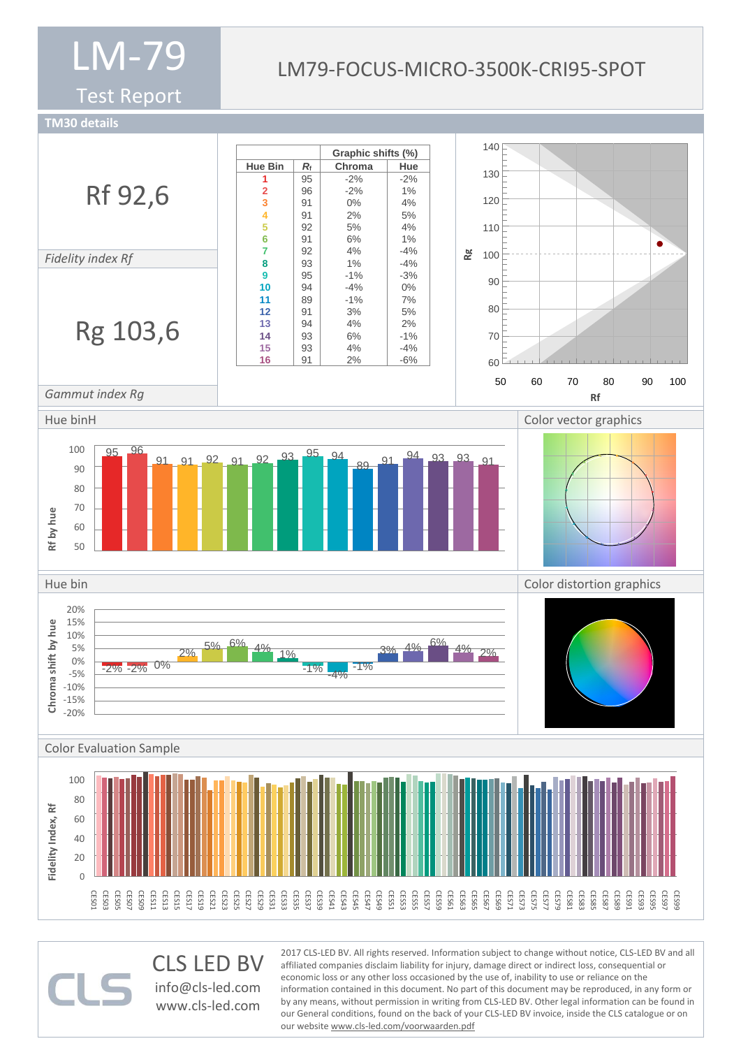# LM-79 Test Report

## LM79-FOCUS-MICRO-3500K-CRI95-SPOT

## TM30 details

**Rf 92,6**

*Fidelity index Rf*

**Rg 103,6**

*Gammut index Rg*

| Hue Bin | $R_f$ | Graphic shifts (%) Chroma | Hue |
|---|---|---|---|
| 1 | 95 | -2% | -2% |
| 2 | 96 | -2% | 1% |
| 3 | 91 | 0% | 4% |
| 4 | 91 | 2% | 5% |
| 5 | 92 | 5% | 4% |
| 6 | 91 | 6% | 1% |
| 7 | 92 | 4% | -4% |
| 8 | 93 | 1% | -4% |
| 9 | 95 | -1% | -3% |
| 10 | 94 | -4% | 0% |
| 11 | 89 | -1% | 7% |
| 12 | 91 | 3% | 5% |
| 13 | 94 | 4% | 2% |
| 14 | 93 | 6% | -1% |
| 15 | 93 | 4% | -4% |
| 16 | 91 | 2% | -6% |

## Hue binH

## Color vector graphics

## Hue bin

## Color distortion graphics

## Color Evaluation Sample

**CLS LED BV**
info@cls-led.com
www.cls-led.com

2017 CLS-LED BV. All rights reserved. Information subject to change without notice, CLS-LED BV and all affiliated companies disclaim liability for injury, damage direct or indirect loss, consequential or economic loss or any other loss occasioned by the use of, inability to use or reliance on the information contained in this document. No part of this document may be reproduced, in any form or by any means, without permission in writing from CLS-LED BV. Other legal information can be found in our General conditions, found on the back of your CLS-LED BV invoice, inside the CLS catalogue or on our website www.cls-led.com/voorwaarden.pdf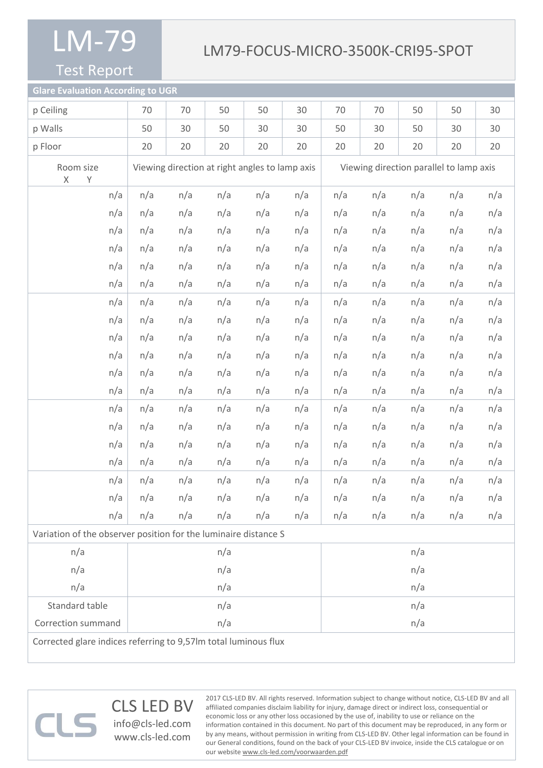# LM-79 Test Report

## LM79-FOCUS-MICRO-3500K-CRI95-SPOT

### Glare Evaluation According to UGR

| p Ceiling | 70 | 70 | 50 | 50 | 30 | 70 | 70 | 50 | 50 | 30 |
|---|---|---|---|---|---|---|---|---|---|---|
| p Walls | 50 | 30 | 50 | 30 | 30 | 50 | 30 | 50 | 30 | 30 |
| p Floor | 20 | 20 | 20 | 20 | 20 | 20 | 20 | 20 | 20 | 20 |
| Room size X Y | Viewing direction at right angles to lamp axis | | | | | Viewing direction parallel to lamp axis | | | | |
| n/a | n/a | n/a | n/a | n/a | n/a | n/a | n/a | n/a | n/a | n/a |
| n/a | n/a | n/a | n/a | n/a | n/a | n/a | n/a | n/a | n/a | n/a |
| n/a | n/a | n/a | n/a | n/a | n/a | n/a | n/a | n/a | n/a | n/a |
| n/a | n/a | n/a | n/a | n/a | n/a | n/a | n/a | n/a | n/a | n/a |
| n/a | n/a | n/a | n/a | n/a | n/a | n/a | n/a | n/a | n/a | n/a |
| n/a | n/a | n/a | n/a | n/a | n/a | n/a | n/a | n/a | n/a | n/a |
| n/a | n/a | n/a | n/a | n/a | n/a | n/a | n/a | n/a | n/a | n/a |
| n/a | n/a | n/a | n/a | n/a | n/a | n/a | n/a | n/a | n/a | n/a |
| n/a | n/a | n/a | n/a | n/a | n/a | n/a | n/a | n/a | n/a | n/a |
| n/a | n/a | n/a | n/a | n/a | n/a | n/a | n/a | n/a | n/a | n/a |
| n/a | n/a | n/a | n/a | n/a | n/a | n/a | n/a | n/a | n/a | n/a |
| n/a | n/a | n/a | n/a | n/a | n/a | n/a | n/a | n/a | n/a | n/a |
| n/a | n/a | n/a | n/a | n/a | n/a | n/a | n/a | n/a | n/a | n/a |
| n/a | n/a | n/a | n/a | n/a | n/a | n/a | n/a | n/a | n/a | n/a |
| n/a | n/a | n/a | n/a | n/a | n/a | n/a | n/a | n/a | n/a | n/a |
| n/a | n/a | n/a | n/a | n/a | n/a | n/a | n/a | n/a | n/a | n/a |
| n/a | n/a | n/a | n/a | n/a | n/a | n/a | n/a | n/a | n/a | n/a |
| n/a | n/a | n/a | n/a | n/a | n/a | n/a | n/a | n/a | n/a | n/a |
| n/a | n/a | n/a | n/a | n/a | n/a | n/a | n/a | n/a | n/a | n/a |
| Variation of the observer position for the luminaire distance S | | | | | | | | | | |
| n/a | n/a | | | | | n/a | | | | |
| n/a | n/a | | | | | n/a | | | | |
| n/a | n/a | | | | | n/a | | | | |
| Standard table | n/a | | | | | n/a | | | | |
| Correction summand | n/a | | | | | n/a | | | | |
| Corrected glare indices referring to 9,57lm total luminous flux | | | | | | | | | | |

CLS LED BV
info@cls-led.com
www.cls-led.com

2017 CLS-LED BV. All rights reserved. Information subject to change without notice, CLS-LED BV and all affiliated companies disclaim liability for injury, damage direct or indirect loss, consequential or economic loss or any other loss occasioned by the use of, inability to use or reliance on the information contained in this document. No part of this document may be reproduced, in any form or by any means, without permission in writing from CLS-LED BV. Other legal information can be found in our General conditions, found on the back of your CLS-LED BV invoice, inside the CLS catalogue or on our website www.cls-led.com/voorwaarden.pdf